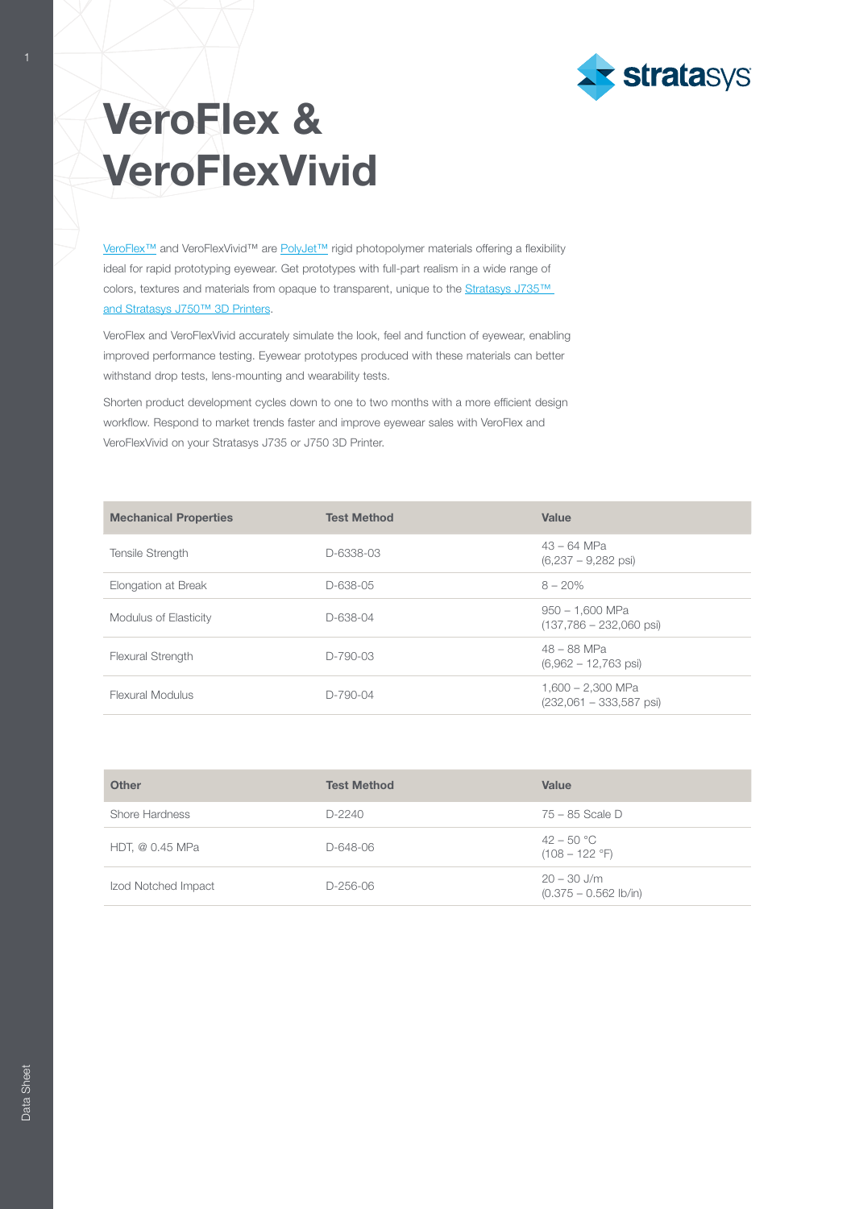# VeroFlex & VeroFlexVivid

VeroFlex™ and VeroFlexVivid™ are PolyJet™ rigid photopolymer materials offering a flexibility ideal for rapid prototyping eyewear. Get prototypes with full-part realism in a wide range of colors, textures and materials from opaque to transparent, unique to the Stratasys J735™ and Stratasys J750™ 3D Printers.

VeroFlex and VeroFlexVivid accurately simulate the look, feel and function of eyewear, enabling improved performance testing. Eyewear prototypes produced with these materials can better withstand drop tests, lens-mounting and wearability tests.

Shorten product development cycles down to one to two months with a more efficient design workflow. Respond to market trends faster and improve eyewear sales with VeroFlex and VeroFlexVivid on your Stratasys J735 or J750 3D Printer.

| Mechanical Properties | Test Method | Value |
|---|---|---|
| Tensile Strength | D-6338-03 | 43 – 64 MPa (6,237 – 9,282 psi) |
| Elongation at Break | D-638-05 | 8 – 20% |
| Modulus of Elasticity | D-638-04 | 950 – 1,600 MPa (137,786 – 232,060 psi) |
| Flexural Strength | D-790-03 | 48 – 88 MPa (6,962 – 12,763 psi) |
| Flexural Modulus | D-790-04 | 1,600 – 2,300 MPa (232,061 – 333,587 psi) |

| Other | Test Method | Value |
|---|---|---|
| Shore Hardness | D-2240 | 75 – 85 Scale D |
| HDT, @ 0.45 MPa | D-648-06 | 42 – 50 °C (108 – 122 °F) |
| Izod Notched Impact | D-256-06 | 20 – 30 J/m (0.375 – 0.562 lb/in) |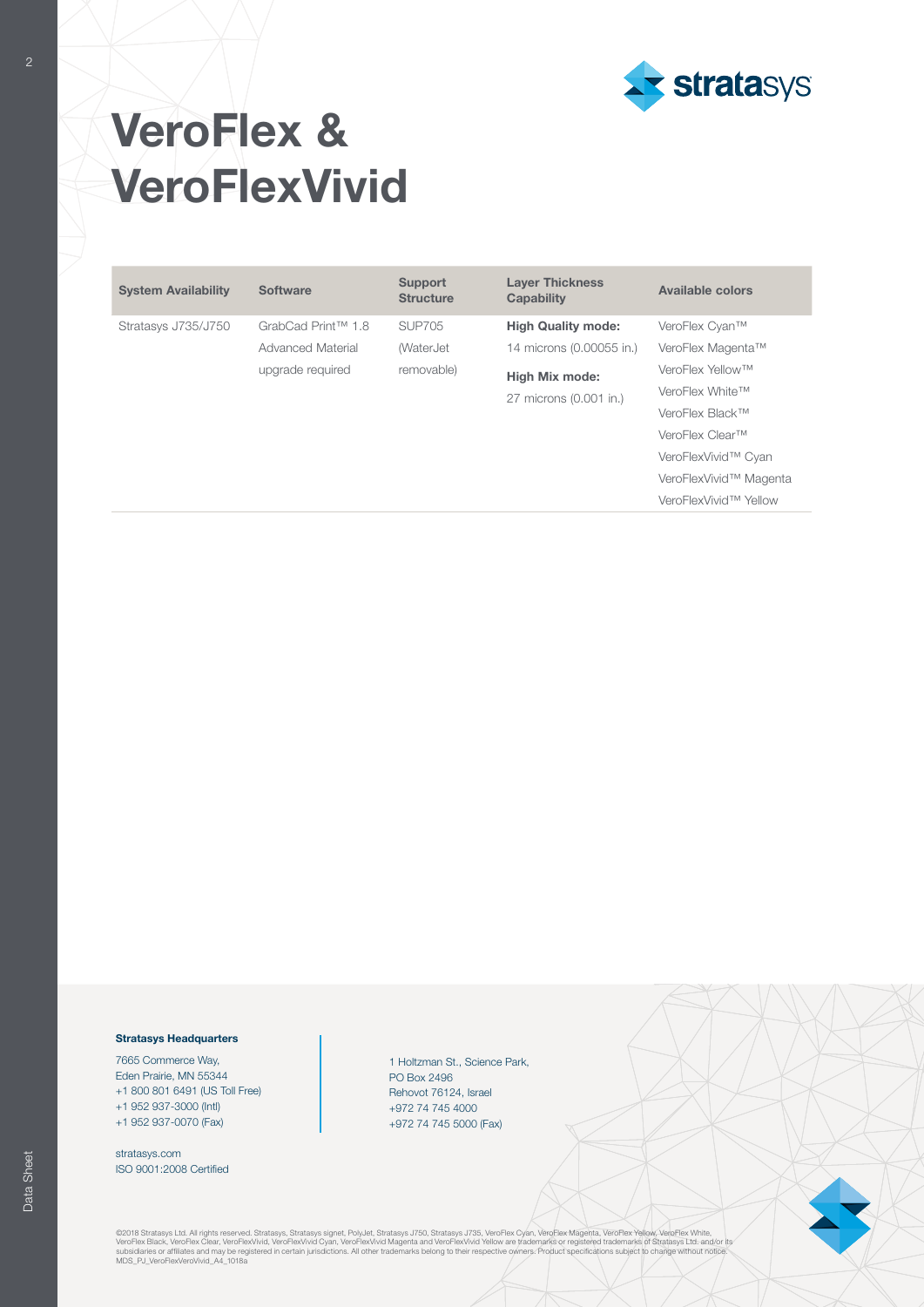# VeroFlex & VeroFlexVivid

| System Availability | Software | Support Structure | Layer Thickness Capability | Available colors |
|---|---|---|---|---|
| Stratasys J735/J750 | GrabCad Print™ 1.8 Advanced Material upgrade required | SUP705 (WaterJet removable) | **High Quality mode:** 14 microns (0.00055 in.) **High Mix mode:** 27 microns (0.001 in.) | VeroFlex Cyan™ VeroFlex Magenta™ VeroFlex Yellow™ VeroFlex White™ VeroFlex Black™ VeroFlex Clear™ VeroFlexVivid™ Cyan VeroFlexVivid™ Magenta VeroFlexVivid™ Yellow |

**Stratasys Headquarters**

7665 Commerce Way,
Eden Prairie, MN 55344
+1 800 801 6491 (US Toll Free)
+1 952 937-3000 (Intl)
+1 952 937-0070 (Fax)

1 Holtzman St., Science Park,
PO Box 2496
Rehovot 76124, Israel
+972 74 745 4000
+972 74 745 5000 (Fax)

stratasys.com
ISO 9001:2008 Certified

©2018 Stratasys Ltd. All rights reserved. Stratasys, Stratasys signet, PolyJet, Stratasys J750, Stratasys J735, VeroFlex Cyan, VeroFlex Magenta, VeroFlex Yellow, VeroFlex White, VeroFlex Black, VeroFlex Clear, VeroFlexVivid, VeroFlexVivid Cyan, VeroFlexVivid Magenta and VeroFlexVivid Yellow are trademarks or registered trademarks of Stratasys Ltd. and/or its subsidiaries or affiliates and may be registered in certain jurisdictions. All other trademarks belong to their respective owners. Product specifications subject to change without notice. MDS_PJ_VeroFlexVeroVivid_A4_1018a